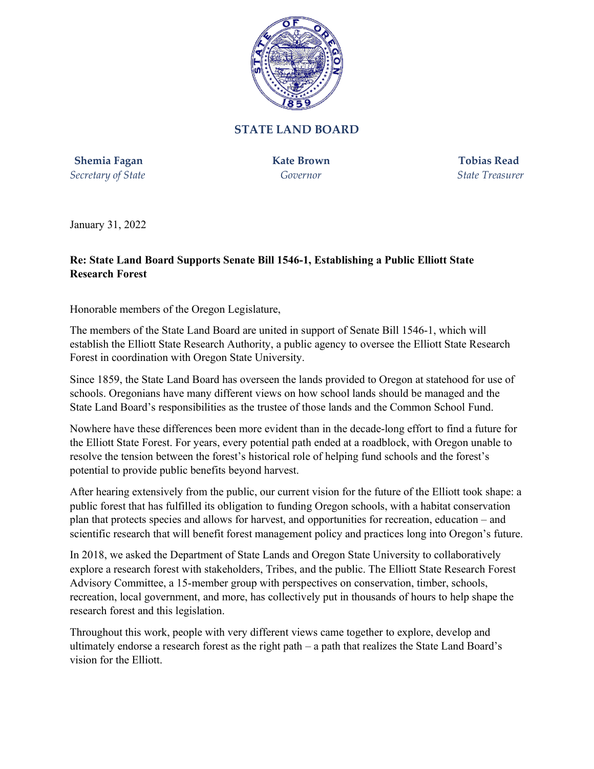## STATE LAND BOARD

**Shemia Fagan**
*Secretary of State*

**Kate Brown**
*Governor*

**Tobias Read**
*State Treasurer*

January 31, 2022

**Re: State Land Board Supports Senate Bill 1546-1, Establishing a Public Elliott State Research Forest**

Honorable members of the Oregon Legislature,

The members of the State Land Board are united in support of Senate Bill 1546-1, which will establish the Elliott State Research Authority, a public agency to oversee the Elliott State Research Forest in coordination with Oregon State University.

Since 1859, the State Land Board has overseen the lands provided to Oregon at statehood for use of schools. Oregonians have many different views on how school lands should be managed and the State Land Board's responsibilities as the trustee of those lands and the Common School Fund.

Nowhere have these differences been more evident than in the decade-long effort to find a future for the Elliott State Forest. For years, every potential path ended at a roadblock, with Oregon unable to resolve the tension between the forest's historical role of helping fund schools and the forest's potential to provide public benefits beyond harvest.

After hearing extensively from the public, our current vision for the future of the Elliott took shape: a public forest that has fulfilled its obligation to funding Oregon schools, with a habitat conservation plan that protects species and allows for harvest, and opportunities for recreation, education – and scientific research that will benefit forest management policy and practices long into Oregon's future.

In 2018, we asked the Department of State Lands and Oregon State University to collaboratively explore a research forest with stakeholders, Tribes, and the public. The Elliott State Research Forest Advisory Committee, a 15-member group with perspectives on conservation, timber, schools, recreation, local government, and more, has collectively put in thousands of hours to help shape the research forest and this legislation.

Throughout this work, people with very different views came together to explore, develop and ultimately endorse a research forest as the right path – a path that realizes the State Land Board's vision for the Elliott.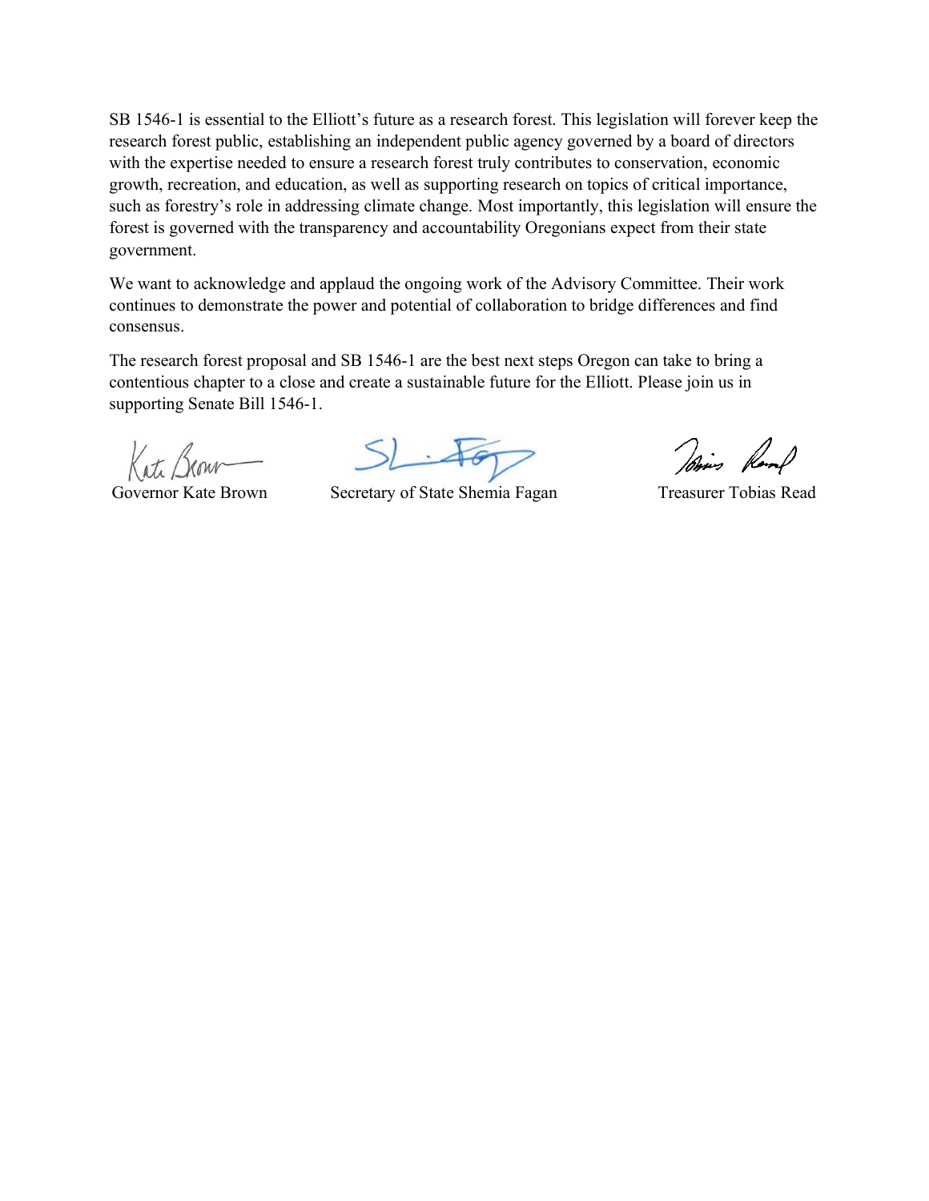SB 1546-1 is essential to the Elliott's future as a research forest. This legislation will forever keep the research forest public, establishing an independent public agency governed by a board of directors with the expertise needed to ensure a research forest truly contributes to conservation, economic growth, recreation, and education, as well as supporting research on topics of critical importance, such as forestry's role in addressing climate change. Most importantly, this legislation will ensure the forest is governed with the transparency and accountability Oregonians expect from their state government.

We want to acknowledge and applaud the ongoing work of the Advisory Committee. Their work continues to demonstrate the power and potential of collaboration to bridge differences and find consensus.

The research forest proposal and SB 1546-1 are the best next steps Oregon can take to bring a contentious chapter to a close and create a sustainable future for the Elliott. Please join us in supporting Senate Bill 1546-1.

| | | |
|---|---|---|
| Governor Kate Brown | Secretary of State Shemia Fagan | Treasurer Tobias Read |